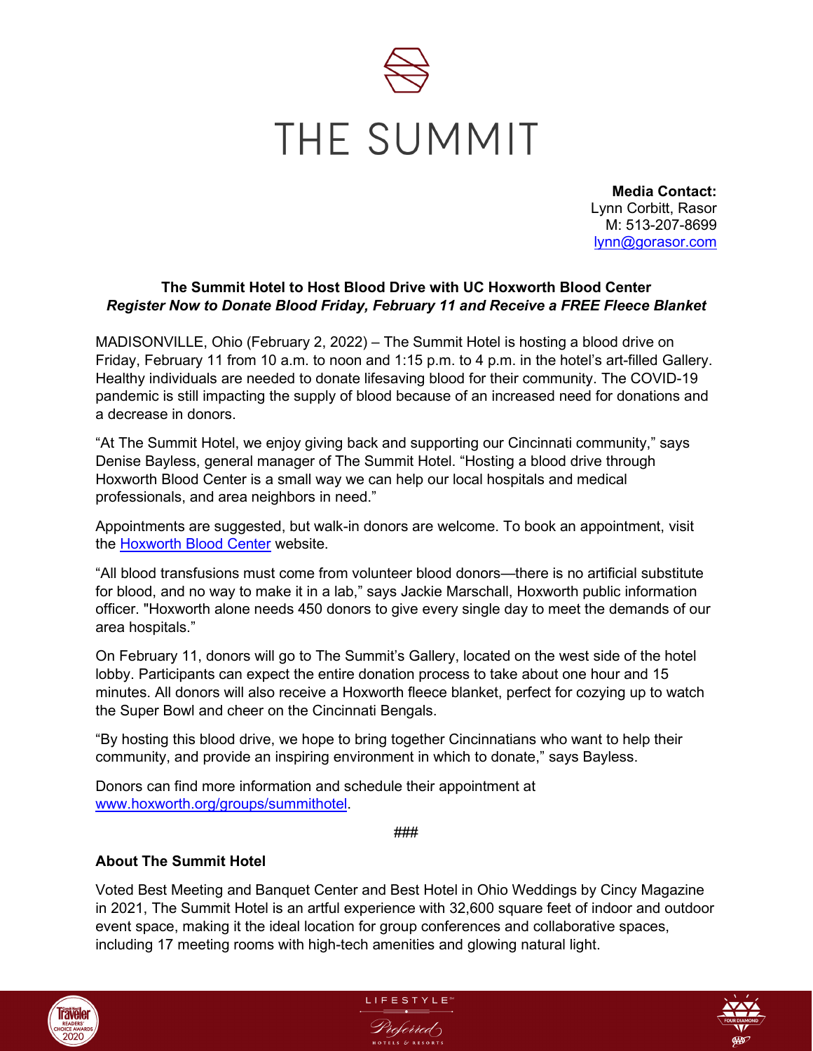# THE SUMMIT

**Media Contact:**
Lynn Corbitt, Rasor
M: 513-207-8699
[lynn@gorasor.com](mailto:lynn@gorasor.com)

**The Summit Hotel to Host Blood Drive with UC Hoxworth Blood Center**
***Register Now to Donate Blood Friday, February 11 and Receive a FREE Fleece Blanket***

MADISONVILLE, Ohio (February 2, 2022) – The Summit Hotel is hosting a blood drive on Friday, February 11 from 10 a.m. to noon and 1:15 p.m. to 4 p.m. in the hotel's art-filled Gallery. Healthy individuals are needed to donate lifesaving blood for their community. The COVID-19 pandemic is still impacting the supply of blood because of an increased need for donations and a decrease in donors.

"At The Summit Hotel, we enjoy giving back and supporting our Cincinnati community," says Denise Bayless, general manager of The Summit Hotel. "Hosting a blood drive through Hoxworth Blood Center is a small way we can help our local hospitals and medical professionals, and area neighbors in need."

Appointments are suggested, but walk-in donors are welcome. To book an appointment, visit the Hoxworth Blood Center website.

"All blood transfusions must come from volunteer blood donors—there is no artificial substitute for blood, and no way to make it in a lab," says Jackie Marschall, Hoxworth public information officer. "Hoxworth alone needs 450 donors to give every single day to meet the demands of our area hospitals."

On February 11, donors will go to The Summit's Gallery, located on the west side of the hotel lobby. Participants can expect the entire donation process to take about one hour and 15 minutes. All donors will also receive a Hoxworth fleece blanket, perfect for cozying up to watch the Super Bowl and cheer on the Cincinnati Bengals.

"By hosting this blood drive, we hope to bring together Cincinnatians who want to help their community, and provide an inspiring environment in which to donate," says Bayless.

Donors can find more information and schedule their appointment at www.hoxworth.org/groups/summithotel.

###

**About The Summit Hotel**

Voted Best Meeting and Banquet Center and Best Hotel in Ohio Weddings by Cincy Magazine in 2021, The Summit Hotel is an artful experience with 32,600 square feet of indoor and outdoor event space, making it the ideal location for group conferences and collaborative spaces, including 17 meeting rooms with high-tech amenities and glowing natural light.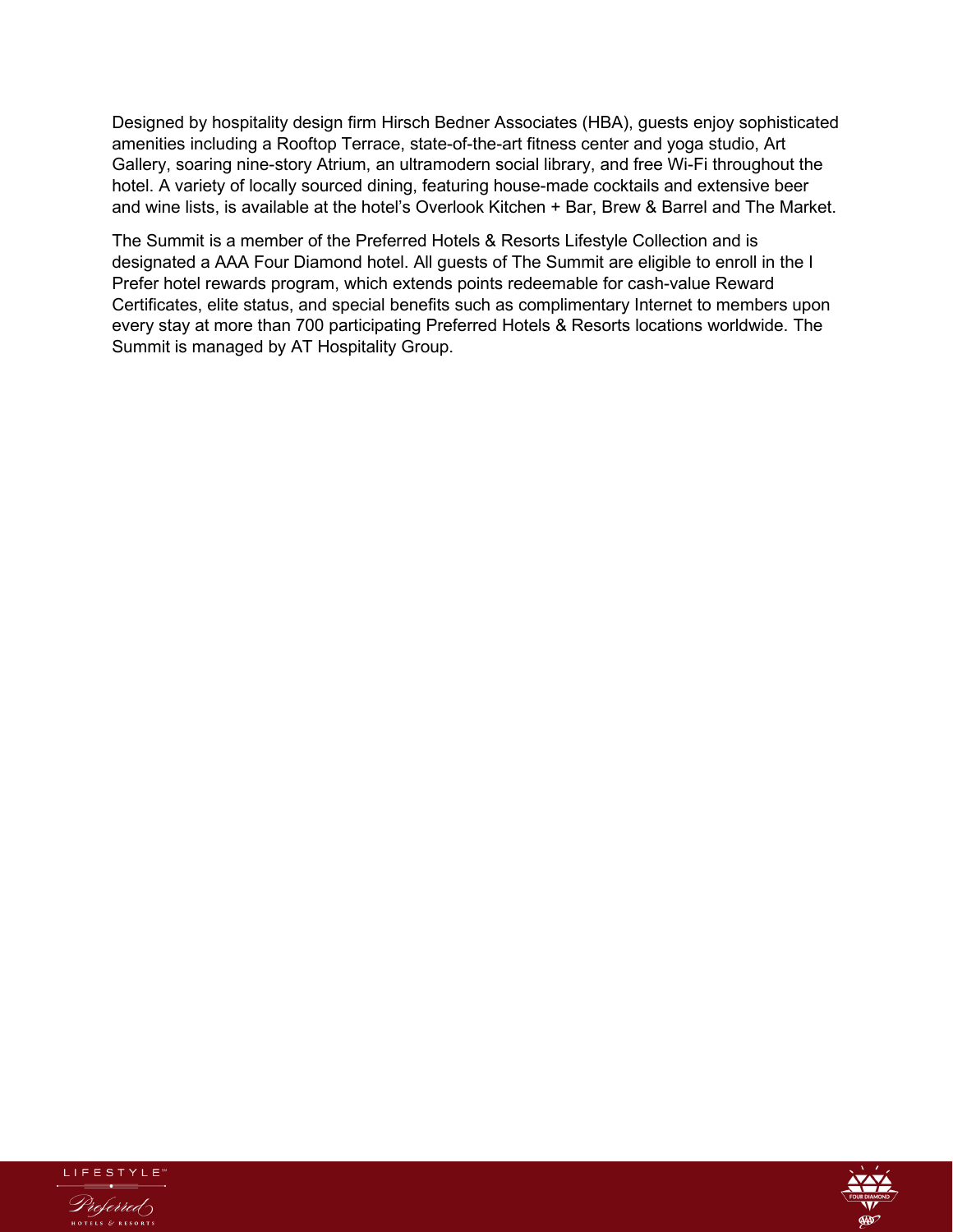Designed by hospitality design firm Hirsch Bedner Associates (HBA), guests enjoy sophisticated amenities including a Rooftop Terrace, state-of-the-art fitness center and yoga studio, Art Gallery, soaring nine-story Atrium, an ultramodern social library, and free Wi-Fi throughout the hotel. A variety of locally sourced dining, featuring house-made cocktails and extensive beer and wine lists, is available at the hotel's Overlook Kitchen + Bar, Brew & Barrel and The Market.

The Summit is a member of the Preferred Hotels & Resorts Lifestyle Collection and is designated a AAA Four Diamond hotel. All guests of The Summit are eligible to enroll in the I Prefer hotel rewards program, which extends points redeemable for cash-value Reward Certificates, elite status, and special benefits such as complimentary Internet to members upon every stay at more than 700 participating Preferred Hotels & Resorts locations worldwide. The Summit is managed by AT Hospitality Group.